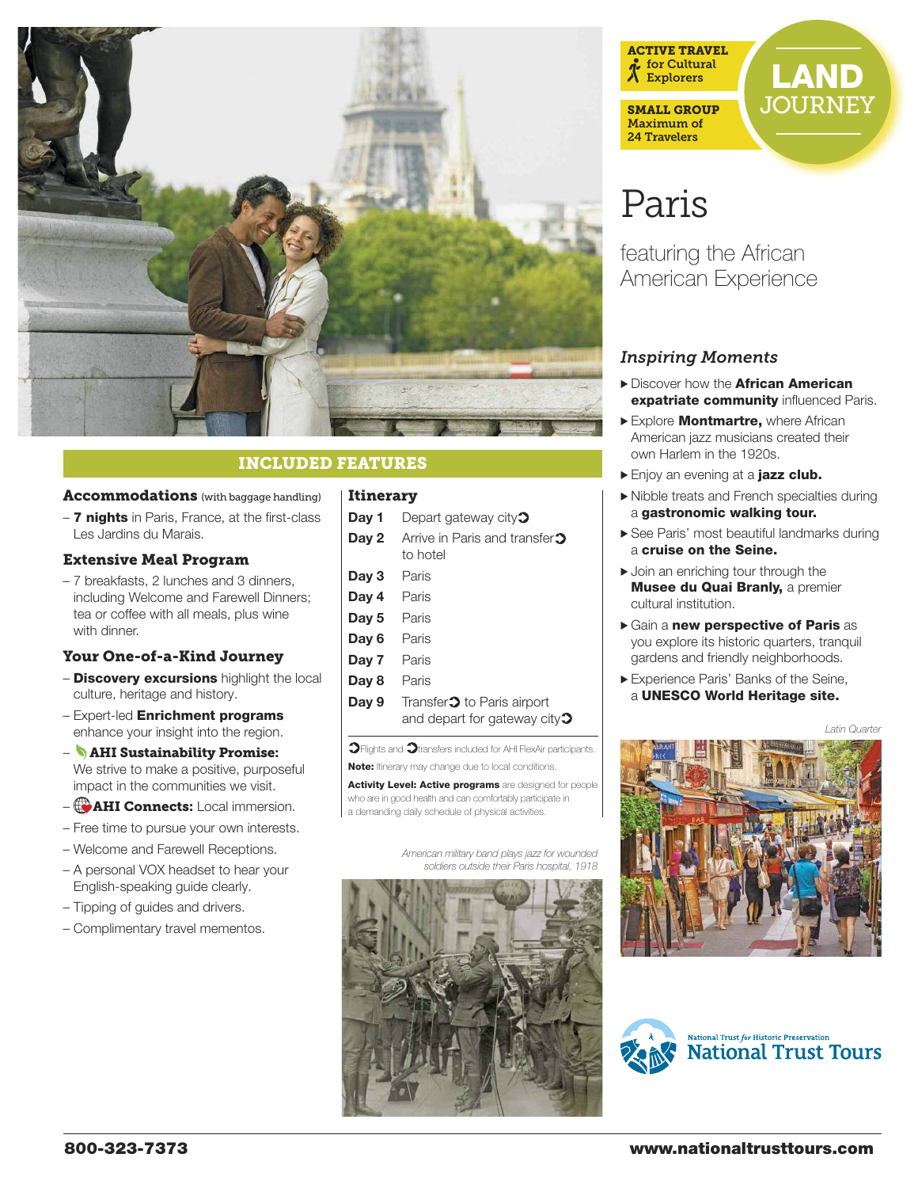ACTIVE TRAVEL for Cultural Explorers

SMALL GROUP Maximum of 24 Travelers

LAND JOURNEY

# Paris

## featuring the African American Experience

### *Inspiring Moments*

- Discover how the **African American expatriate community** influenced Paris.
- Explore **Montmartre,** where African American jazz musicians created their own Harlem in the 1920s.
- Enjoy an evening at a **jazz club.**
- Nibble treats and French specialties during a **gastronomic walking tour.**
- See Paris' most beautiful landmarks during a **cruise on the Seine.**
- Join an enriching tour through the **Musee du Quai Branly,** a premier cultural institution.
- Gain a **new perspective of Paris** as you explore its historic quarters, tranquil gardens and friendly neighborhoods.
- Experience Paris' Banks of the Seine, a **UNESCO World Heritage site.**

*Latin Quarter*

## INCLUDED FEATURES

### Accommodations (with baggage handling)

– **7 nights** in Paris, France, at the first-class Les Jardins du Marais.

### Extensive Meal Program

– 7 breakfasts, 2 lunches and 3 dinners, including Welcome and Farewell Dinners; tea or coffee with all meals, plus wine with dinner.

### Your One-of-a-Kind Journey

– **Discovery excursions** highlight the local culture, heritage and history.
– Expert-led **Enrichment programs** enhance your insight into the region.
– **AHI Sustainability Promise:** We strive to make a positive, purposeful impact in the communities we visit.
– **AHI Connects:** Local immersion.
– Free time to pursue your own interests.
– Welcome and Farewell Receptions.
– A personal VOX headset to hear your English-speaking guide clearly.
– Tipping of guides and drivers.
– Complimentary travel mementos.

### Itinerary

| | |
|---|---|
| **Day 1** | Depart gateway city ➲ |
| **Day 2** | Arrive in Paris and transfer ➲ to hotel |
| **Day 3** | Paris |
| **Day 4** | Paris |
| **Day 5** | Paris |
| **Day 6** | Paris |
| **Day 7** | Paris |
| **Day 8** | Paris |
| **Day 9** | Transfer ➲ to Paris airport and depart for gateway city ➲ |

➲ Flights and ➲ transfers included for AHI FlexAir participants.

**Note:** Itinerary may change due to local conditions.

**Activity Level: Active programs** are designed for people who are in good health and can comfortably participate in a demanding daily schedule of physical activities.

*American military band plays jazz for wounded soldiers outside their Paris hospital, 1918*

National Trust *for* Historic Preservation
National Trust Tours

800-323-7373 www.nationaltrusttours.com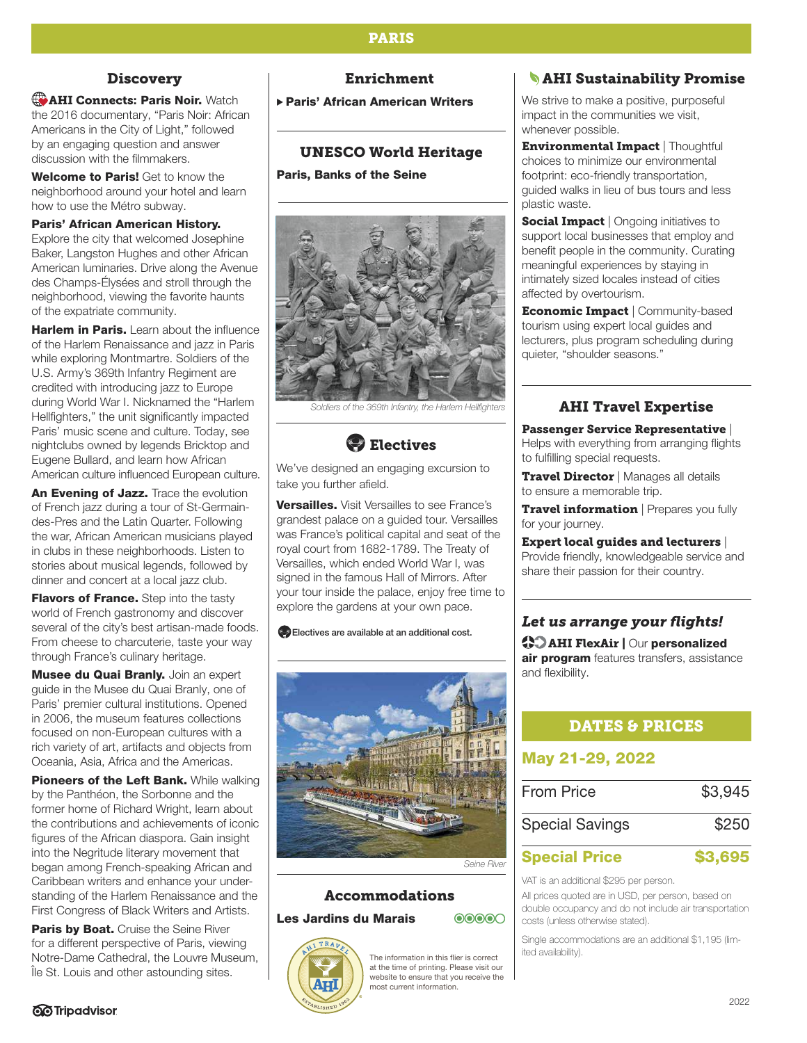# PARIS

## Discovery

**AHI Connects: Paris Noir.** Watch the 2016 documentary, "Paris Noir: African Americans in the City of Light," followed by an engaging question and answer discussion with the filmmakers.

**Welcome to Paris!** Get to know the neighborhood around your hotel and learn how to use the Métro subway.

**Paris' African American History.** Explore the city that welcomed Josephine Baker, Langston Hughes and other African American luminaries. Drive along the Avenue des Champs-Élysées and stroll through the neighborhood, viewing the favorite haunts of the expatriate community.

**Harlem in Paris.** Learn about the influence of the Harlem Renaissance and jazz in Paris while exploring Montmartre. Soldiers of the U.S. Army's 369th Infantry Regiment are credited with introducing jazz to Europe during World War I. Nicknamed the "Harlem Hellfighters," the unit significantly impacted Paris' music scene and culture. Today, see nightclubs owned by legends Bricktop and Eugene Bullard, and learn how African American culture influenced European culture.

**An Evening of Jazz.** Trace the evolution of French jazz during a tour of St-Germain-des-Pres and the Latin Quarter. Following the war, African American musicians played in clubs in these neighborhoods. Listen to stories about musical legends, followed by dinner and concert at a local jazz club.

**Flavors of France.** Step into the tasty world of French gastronomy and discover several of the city's best artisan-made foods. From cheese to charcuterie, taste your way through France's culinary heritage.

**Musee du Quai Branly.** Join an expert guide in the Musee du Quai Branly, one of Paris' premier cultural institutions. Opened in 2006, the museum features collections focused on non-European cultures with a rich variety of art, artifacts and objects from Oceania, Asia, Africa and the Americas.

**Pioneers of the Left Bank.** While walking by the Panthéon, the Sorbonne and the former home of Richard Wright, learn about the contributions and achievements of iconic figures of the African diaspora. Gain insight into the Negritude literary movement that began among French-speaking African and Caribbean writers and enhance your understanding of the Harlem Renaissance and the First Congress of Black Writers and Artists.

**Paris by Boat.** Cruise the Seine River for a different perspective of Paris, viewing Notre-Dame Cathedral, the Louvre Museum, Île St. Louis and other astounding sites.

## Enrichment

- **Paris' African American Writers**

## UNESCO World Heritage

**Paris, Banks of the Seine**

*Soldiers of the 369th Infantry, the Harlem Hellfighters*

## Electives

We've designed an engaging excursion to take you further afield.

**Versailles.** Visit Versailles to see France's grandest palace on a guided tour. Versailles was France's political capital and seat of the royal court from 1682-1789. The Treaty of Versailles, which ended World War I, was signed in the famous Hall of Mirrors. After your tour inside the palace, enjoy free time to explore the gardens at your own pace.

**Electives are available at an additional cost.**

*Seine River*

## Accommodations

**Les Jardins du Marais**

The information in this flier is correct at the time of printing. Please visit our website to ensure that you receive the most current information.

## AHI Sustainability Promise

We strive to make a positive, purposeful impact in the communities we visit, whenever possible.

**Environmental Impact** | Thoughtful choices to minimize our environmental footprint: eco-friendly transportation, guided walks in lieu of bus tours and less plastic waste.

**Social Impact** | Ongoing initiatives to support local businesses that employ and benefit people in the community. Curating meaningful experiences by staying in intimately sized locales instead of cities affected by overtourism.

**Economic Impact** | Community-based tourism using expert local guides and lecturers, plus program scheduling during quieter, "shoulder seasons."

## AHI Travel Expertise

**Passenger Service Representative** | Helps with everything from arranging flights to fulfilling special requests.

**Travel Director** | Manages all details to ensure a memorable trip.

**Travel information** | Prepares you fully for your journey.

**Expert local guides and lecturers** | Provide friendly, knowledgeable service and share their passion for their country.

### *Let us arrange your flights!*

**AHI FlexAir** | Our **personalized air program** features transfers, assistance and flexibility.

## DATES & PRICES

### May 21-29, 2022

| | |
|---|---|
| From Price | $3,945 |
| Special Savings | $250 |
| **Special Price** | **$3,695** |

VAT is an additional $295 per person.

All prices quoted are in USD, per person, based on double occupancy and do not include air transportation costs (unless otherwise stated).

Single accommodations are an additional $1,195 (limited availability).